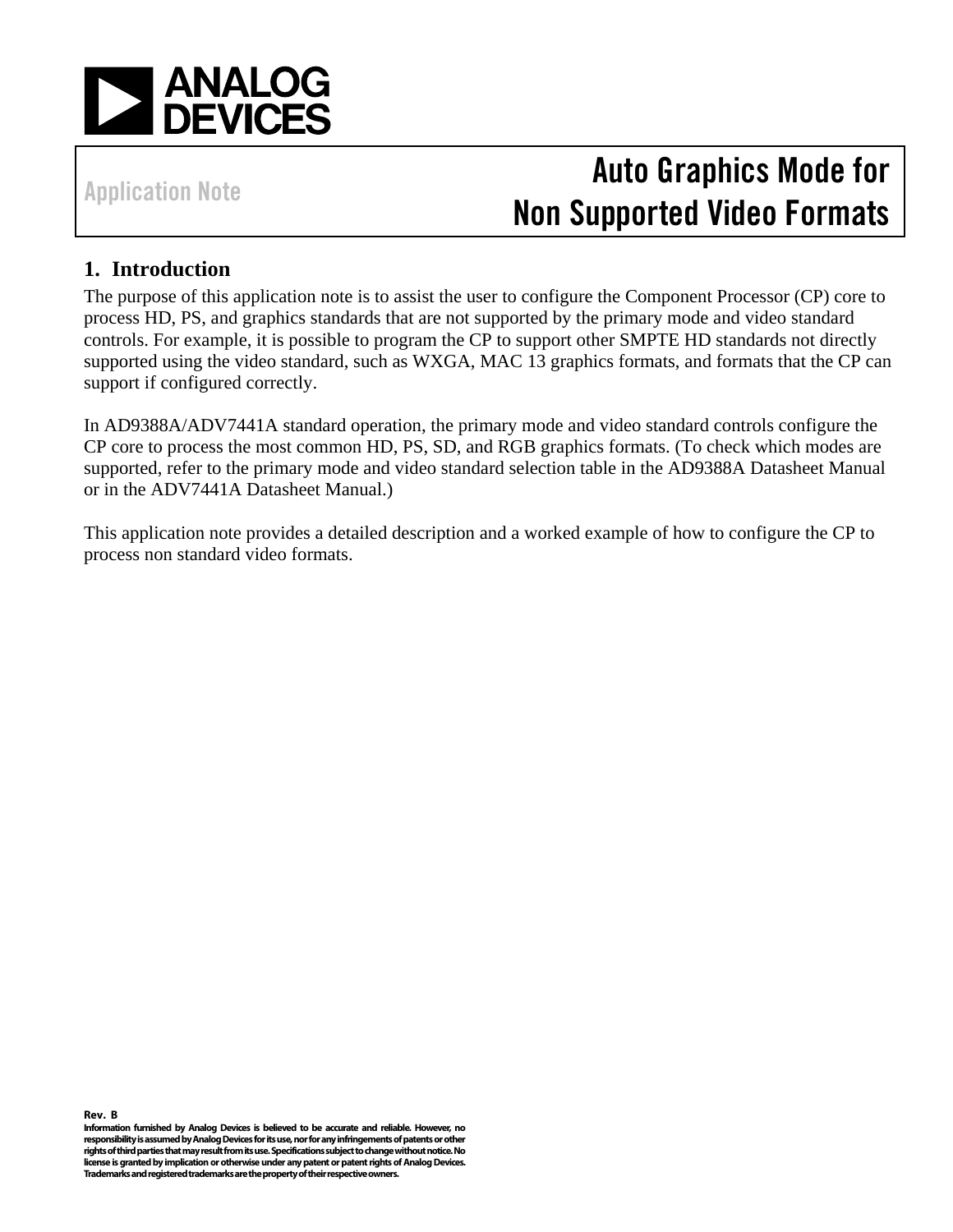Application Note

# Auto Graphics Mode for Non Supported Video Formats

## 1. Introduction

The purpose of this application note is to assist the user to configure the Component Processor (CP) core to process HD, PS, and graphics standards that are not supported by the primary mode and video standard controls. For example, it is possible to program the CP to support other SMPTE HD standards not directly supported using the video standard, such as WXGA, MAC 13 graphics formats, and formats that the CP can support if configured correctly.

In AD9388A/ADV7441A standard operation, the primary mode and video standard controls configure the CP core to process the most common HD, PS, SD, and RGB graphics formats. (To check which modes are supported, refer to the primary mode and video standard selection table in the AD9388A Datasheet Manual or in the ADV7441A Datasheet Manual.)

This application note provides a detailed description and a worked example of how to configure the CP to process non standard video formats.

**Rev. B**

**Information furnished by Analog Devices is believed to be accurate and reliable. However, no responsibility is assumed by Analog Devices for its use, nor for any infringements of patents or other rights of third parties that may result from its use. Specifications subject to change without notice. No license is granted by implication or otherwise under any patent or patent rights of Analog Devices. Trademarks and registered trademarks are the property of their respective owners.**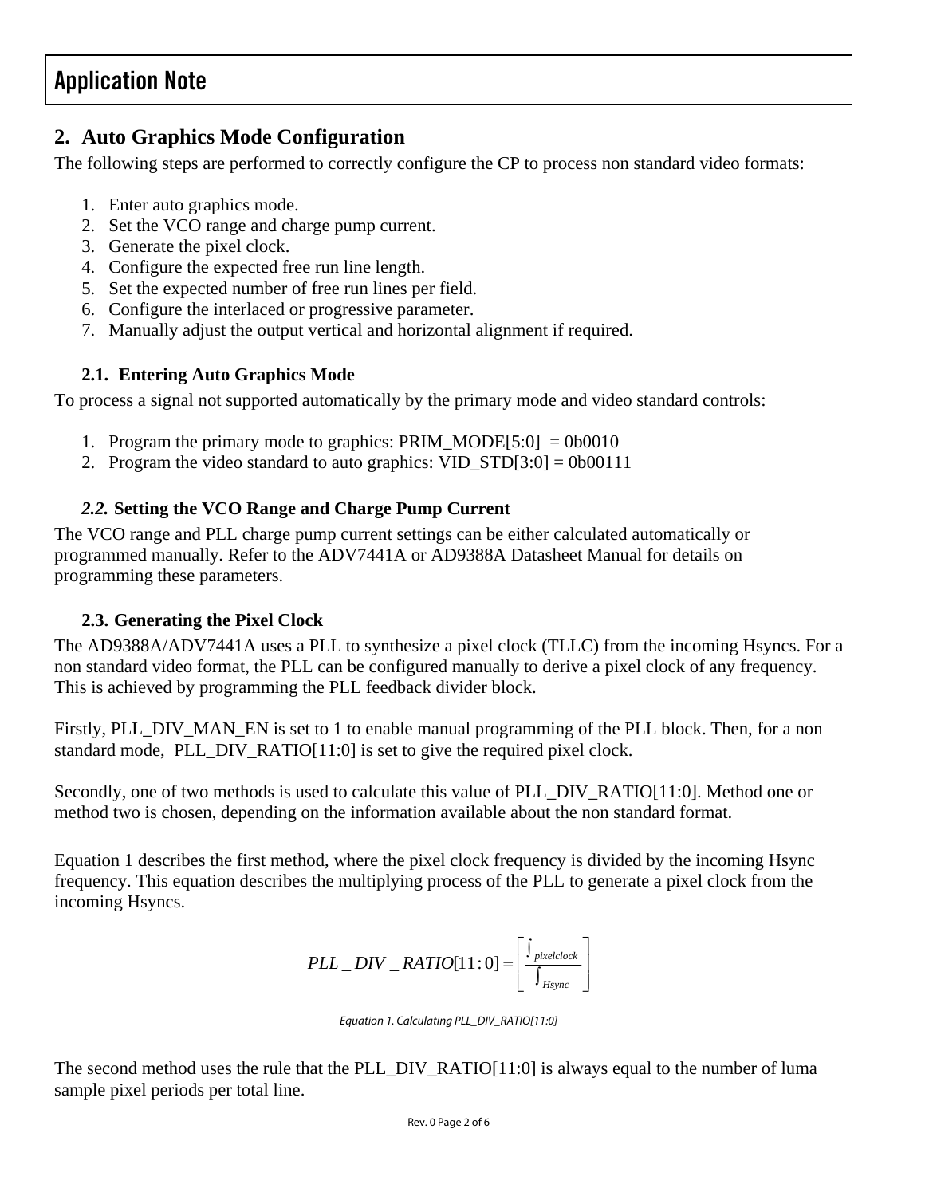## 2. Auto Graphics Mode Configuration

The following steps are performed to correctly configure the CP to process non standard video formats:

1. Enter auto graphics mode.
2. Set the VCO range and charge pump current.
3. Generate the pixel clock.
4. Configure the expected free run line length.
5. Set the expected number of free run lines per field.
6. Configure the interlaced or progressive parameter.
7. Manually adjust the output vertical and horizontal alignment if required.

### 2.1. Entering Auto Graphics Mode

To process a signal not supported automatically by the primary mode and video standard controls:

1. Program the primary mode to graphics: PRIM_MODE[5:0] = 0b0010
2. Program the video standard to auto graphics: VID_STD[3:0] = 0b00111

### *2.2.* Setting the VCO Range and Charge Pump Current

The VCO range and PLL charge pump current settings can be either calculated automatically or programmed manually. Refer to the ADV7441A or AD9388A Datasheet Manual for details on programming these parameters.

### 2.3. Generating the Pixel Clock

The AD9388A/ADV7441A uses a PLL to synthesize a pixel clock (TLLC) from the incoming Hsyncs. For a non standard video format, the PLL can be configured manually to derive a pixel clock of any frequency. This is achieved by programming the PLL feedback divider block.

Firstly, PLL_DIV_MAN_EN is set to 1 to enable manual programming of the PLL block. Then, for a non standard mode, PLL_DIV_RATIO[11:0] is set to give the required pixel clock.

Secondly, one of two methods is used to calculate this value of PLL_DIV_RATIO[11:0]. Method one or method two is chosen, depending on the information available about the non standard format.

Equation 1 describes the first method, where the pixel clock frequency is divided by the incoming Hsync frequency. This equation describes the multiplying process of the PLL to generate a pixel clock from the incoming Hsyncs.

$$PLL\_DIV\_RATIO[11:0] = \left[ \frac{\int_{pixelclock}}{\int_{Hsync}} \right]$$

*Equation 1. Calculating PLL_DIV_RATIO[11:0]*

The second method uses the rule that the PLL_DIV_RATIO[11:0] is always equal to the number of luma sample pixel periods per total line.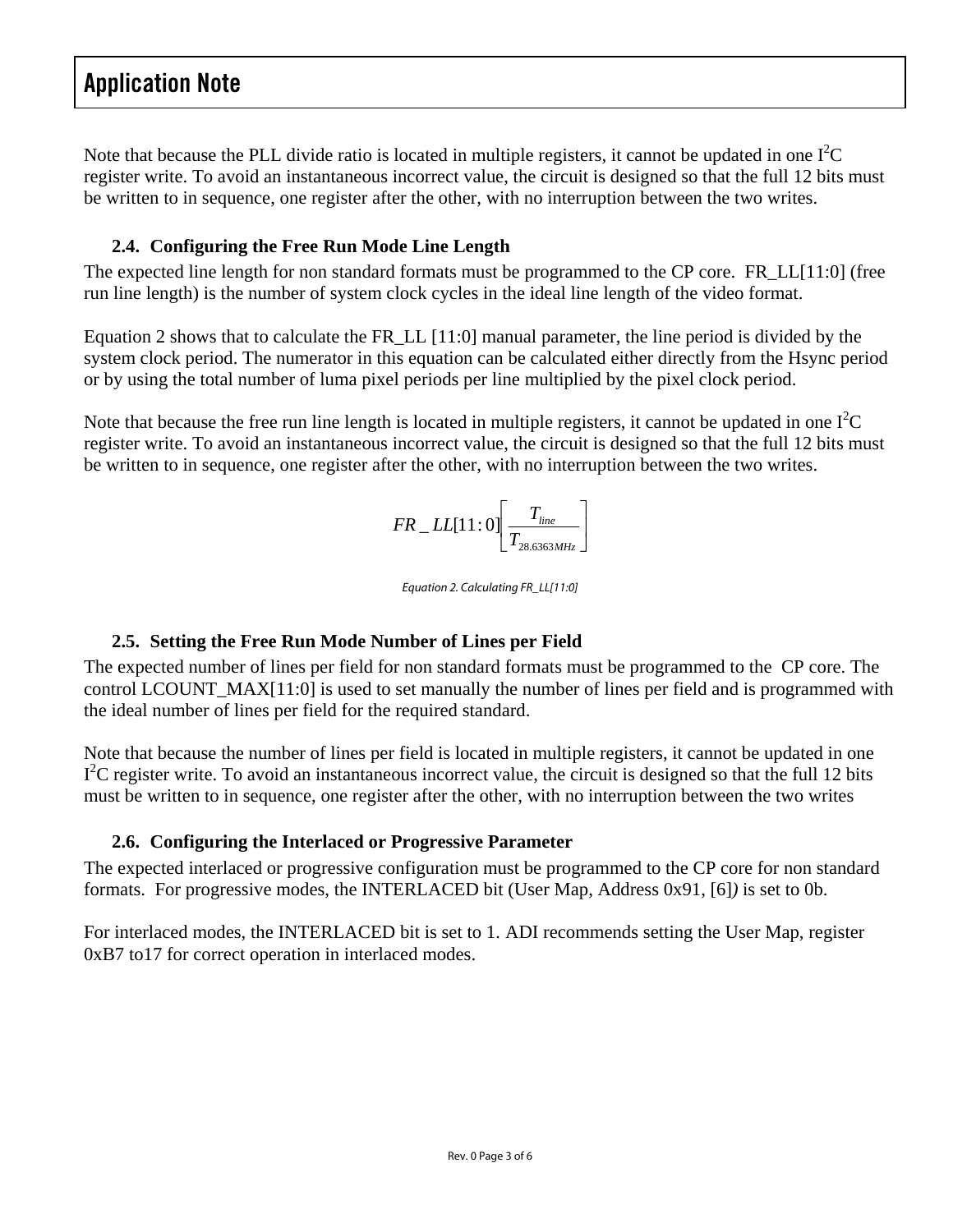Note that because the PLL divide ratio is located in multiple registers, it cannot be updated in one $I^2C$ register write. To avoid an instantaneous incorrect value, the circuit is designed so that the full 12 bits must be written to in sequence, one register after the other, with no interruption between the two writes.

## 2.4. Configuring the Free Run Mode Line Length

The expected line length for non standard formats must be programmed to the CP core. FR_LL[11:0] (free run line length) is the number of system clock cycles in the ideal line length of the video format.

Equation 2 shows that to calculate the FR_LL [11:0] manual parameter, the line period is divided by the system clock period. The numerator in this equation can be calculated either directly from the Hsync period or by using the total number of luma pixel periods per line multiplied by the pixel clock period.

Note that because the free run line length is located in multiple registers, it cannot be updated in one $I^2C$ register write. To avoid an instantaneous incorrect value, the circuit is designed so that the full 12 bits must be written to in sequence, one register after the other, with no interruption between the two writes.

$$FR\_LL[11:0]\left[\frac{T_{line}}{T_{28.6363MHz}}\right]$$

*Equation 2. Calculating FR_LL[11:0]*

## 2.5. Setting the Free Run Mode Number of Lines per Field

The expected number of lines per field for non standard formats must be programmed to the CP core. The control LCOUNT_MAX[11:0] is used to set manually the number of lines per field and is programmed with the ideal number of lines per field for the required standard.

Note that because the number of lines per field is located in multiple registers, it cannot be updated in one $I^2C$ register write. To avoid an instantaneous incorrect value, the circuit is designed so that the full 12 bits must be written to in sequence, one register after the other, with no interruption between the two writes

## 2.6. Configuring the Interlaced or Progressive Parameter

The expected interlaced or progressive configuration must be programmed to the CP core for non standard formats. For progressive modes, the INTERLACED bit (User Map, Address 0x91, [6]*)* is set to 0b.

For interlaced modes, the INTERLACED bit is set to 1. ADI recommends setting the User Map, register 0xB7 to17 for correct operation in interlaced modes.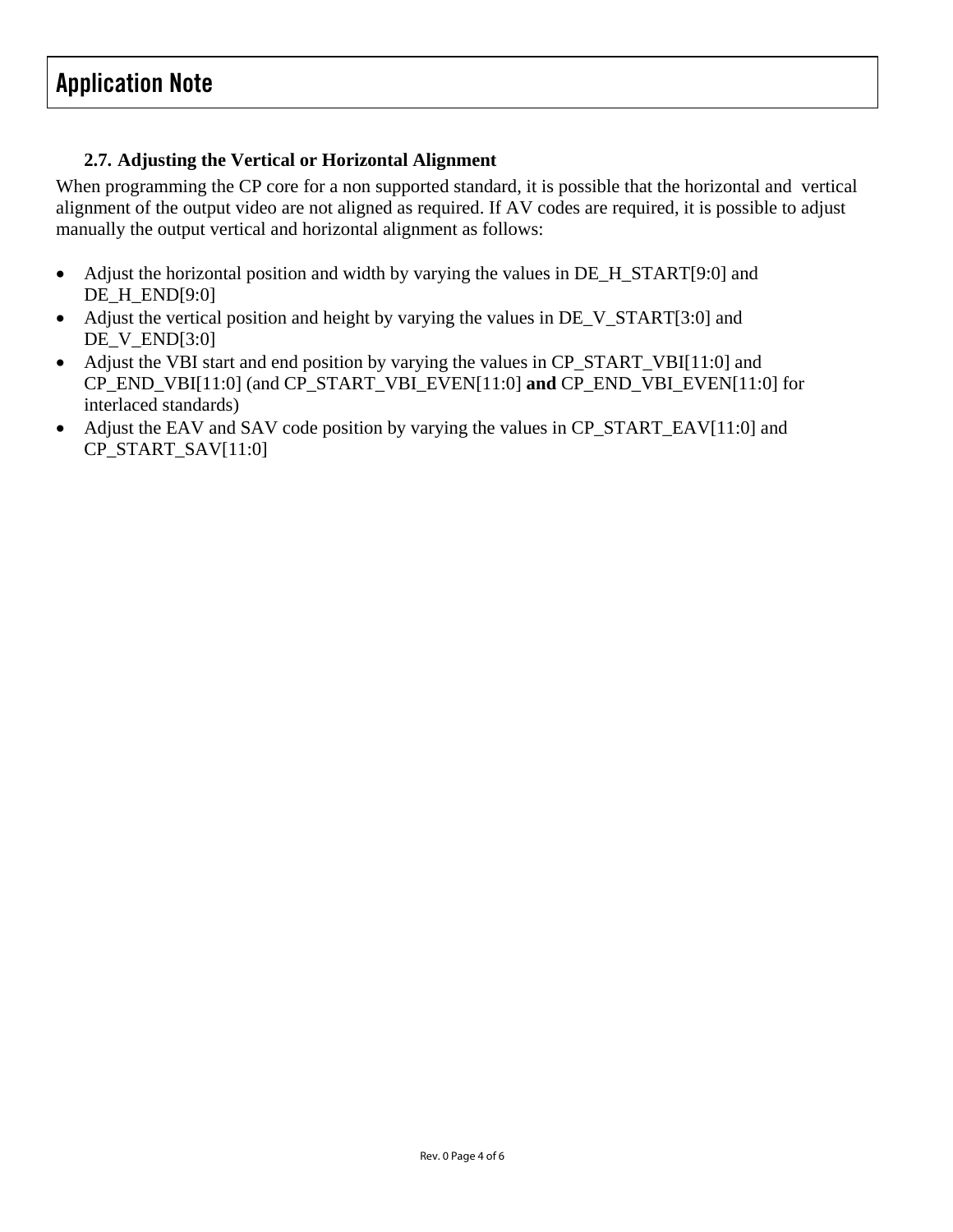### 2.7. Adjusting the Vertical or Horizontal Alignment

When programming the CP core for a non supported standard, it is possible that the horizontal and vertical alignment of the output video are not aligned as required. If AV codes are required, it is possible to adjust manually the output vertical and horizontal alignment as follows:

- Adjust the horizontal position and width by varying the values in DE_H_START[9:0] and DE_H_END[9:0]
- Adjust the vertical position and height by varying the values in DE_V_START[3:0] and DE_V_END[3:0]
- Adjust the VBI start and end position by varying the values in CP_START_VBI[11:0] and CP_END_VBI[11:0] (and CP_START_VBI_EVEN[11:0] **and** CP_END_VBI_EVEN[11:0] for interlaced standards)
- Adjust the EAV and SAV code position by varying the values in CP_START_EAV[11:0] and CP_START_SAV[11:0]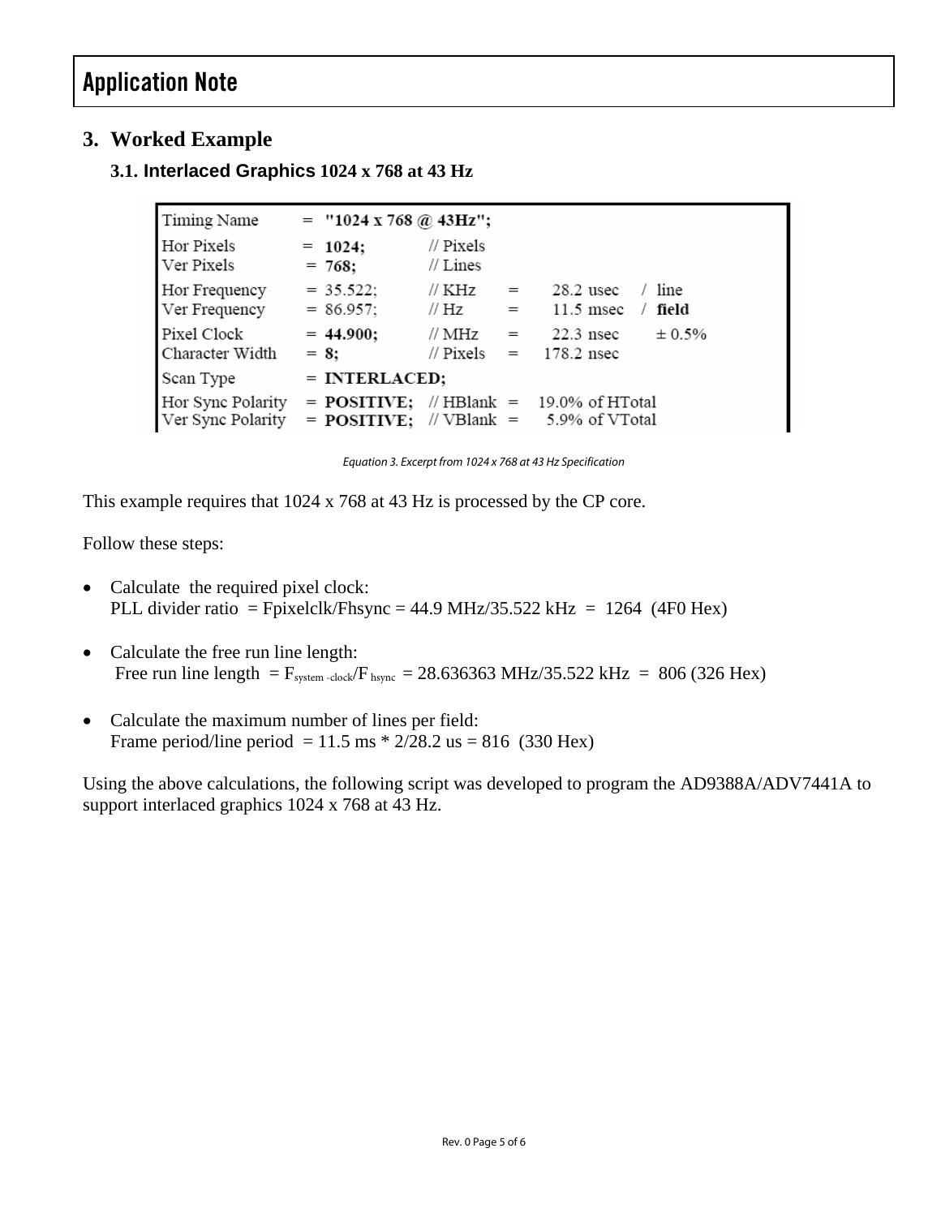## 3. Worked Example

### 3.1. Interlaced Graphics 1024 x 768 at 43 Hz

| Timing Name | = **"1024 x 768 @ 43Hz";** | | | | | |
|---|---|---|---|---|---|---|
| Hor Pixels | = **1024;** | // Pixels | | | | |
| Ver Pixels | = **768;** | // Lines | | | | |
| Hor Frequency | = 35.522; | // KHz | = | 28.2 usec | / line | |
| Ver Frequency | = 86.957; | // Hz | = | 11.5 msec | / **field** | |
| Pixel Clock | = **44.900;** | // MHz | = | 22.3 nsec | ± 0.5% | |
| Character Width | = **8;** | // Pixels | = | 178.2 nsec | | |
| Scan Type | = **INTERLACED;** | | | | | |
| Hor Sync Polarity | = **POSITIVE;** | // HBlank | = | 19.0% of HTotal | | |
| Ver Sync Polarity | = **POSITIVE;** | // VBlank | = | 5.9% of VTotal | | |

*Equation 3. Excerpt from 1024 x 768 at 43 Hz Specification*

This example requires that 1024 x 768 at 43 Hz is processed by the CP core.

Follow these steps:

- Calculate the required pixel clock:
  PLL divider ratio = Fpixelclk/Fhsync = 44.9 MHz/35.522 kHz = 1264 (4F0 Hex)
- Calculate the free run line length:
  Free run line length = $F_{system\text{-}clock}/F_{hsync}$ = 28.636363 MHz/35.522 kHz = 806 (326 Hex)
- Calculate the maximum number of lines per field:
  Frame period/line period = 11.5 ms * 2/28.2 us = 816 (330 Hex)

Using the above calculations, the following script was developed to program the AD9388A/ADV7441A to support interlaced graphics 1024 x 768 at 43 Hz.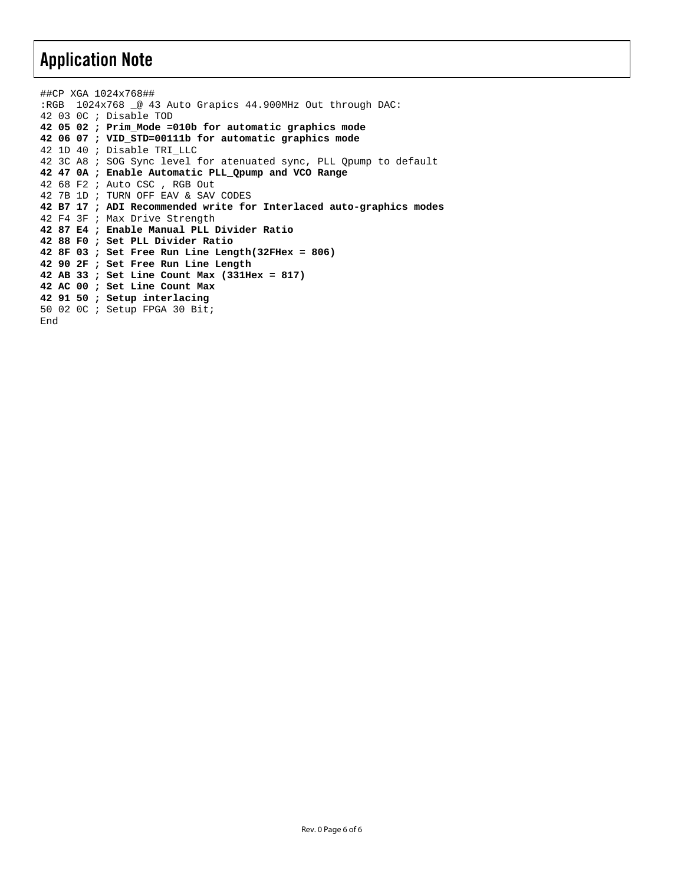```
##CP XGA 1024x768##
:RGB  1024x768 _@ 43 Auto Grapics 44.900MHz Out through DAC:
42 03 0C ; Disable TOD
42 05 02 ; Prim_Mode =010b for automatic graphics mode
42 06 07 ; VID_STD=00111b for automatic graphics mode
42 1D 40 ; Disable TRI_LLC
42 3C A8 ; SOG Sync level for atenuated sync, PLL Qpump to default
42 47 0A ; Enable Automatic PLL_Qpump and VCO Range
42 68 F2 ; Auto CSC , RGB Out
42 7B 1D ; TURN OFF EAV & SAV CODES
42 B7 17 ; ADI Recommended write for Interlaced auto-graphics modes
42 F4 3F ; Max Drive Strength
42 87 E4 ; Enable Manual PLL Divider Ratio
42 88 F0 ; Set PLL Divider Ratio
42 8F 03 ; Set Free Run Line Length(32FHex = 806)
42 90 2F ; Set Free Run Line Length
42 AB 33 ; Set Line Count Max (331Hex = 817)
42 AC 00 ; Set Line Count Max
42 91 50 ; Setup interlacing
50 02 0C ; Setup FPGA 30 Bit;
End
```